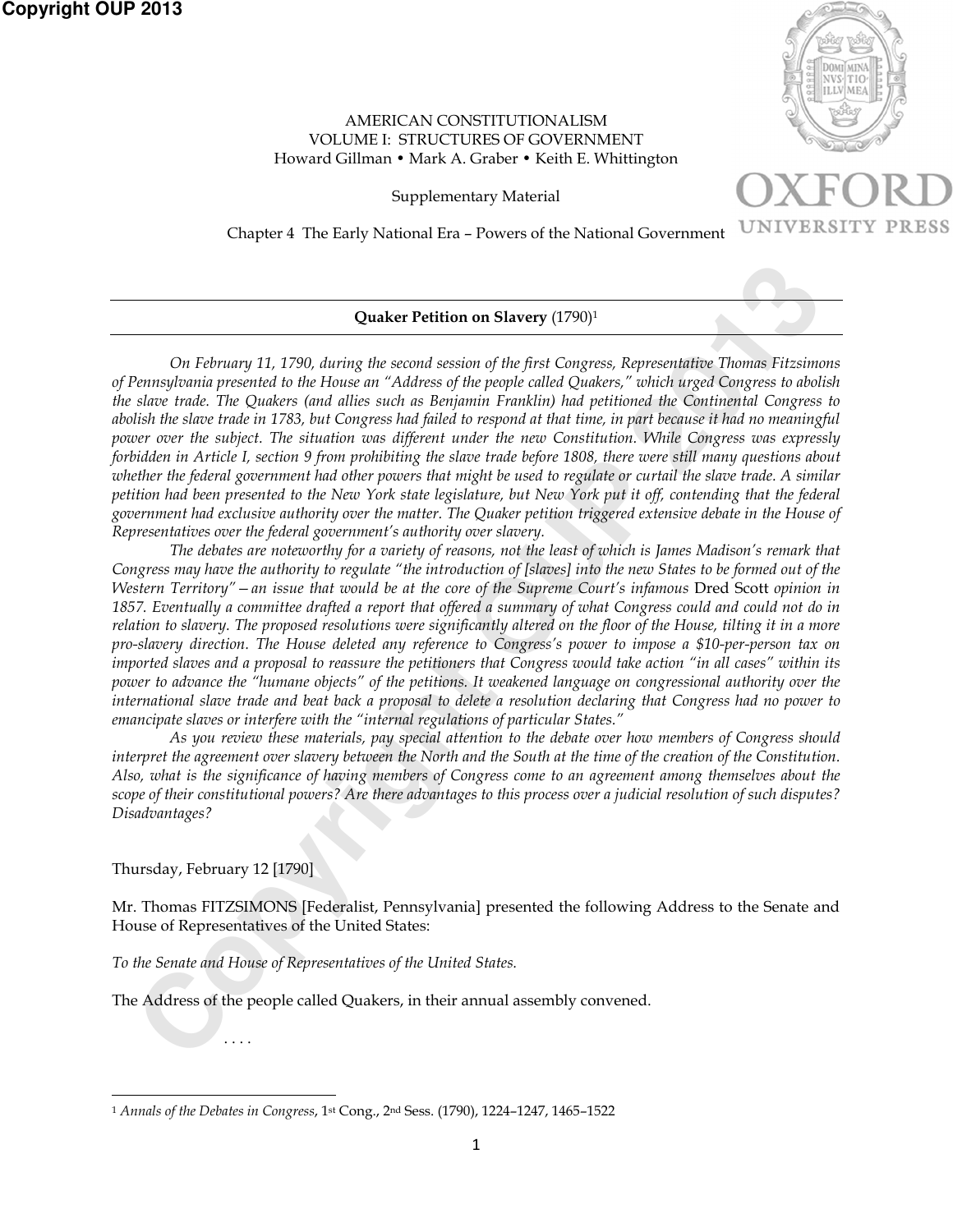AMERICAN CONSTITUTIONALISM
VOLUME I: STRUCTURES OF GOVERNMENT
Howard Gillman • Mark A. Graber • Keith E. Whittington

Supplementary Material

Chapter 4 The Early National Era – Powers of the National Government

---

**Quaker Petition on Slavery** (1790)[1]

---

*On February 11, 1790, during the second session of the first Congress, Representative Thomas Fitzsimons of Pennsylvania presented to the House an "Address of the people called Quakers," which urged Congress to abolish the slave trade. The Quakers (and allies such as Benjamin Franklin) had petitioned the Continental Congress to abolish the slave trade in 1783, but Congress had failed to respond at that time, in part because it had no meaningful power over the subject. The situation was different under the new Constitution. While Congress was expressly forbidden in Article I, section 9 from prohibiting the slave trade before 1808, there were still many questions about whether the federal government had other powers that might be used to regulate or curtail the slave trade. A similar petition had been presented to the New York state legislature, but New York put it off, contending that the federal government had exclusive authority over the matter. The Quaker petition triggered extensive debate in the House of Representatives over the federal government's authority over slavery.*

*The debates are noteworthy for a variety of reasons, not the least of which is James Madison's remark that Congress may have the authority to regulate "the introduction of [slaves] into the new States to be formed out of the Western Territory"—an issue that would be at the core of the Supreme Court's infamous* Dred Scott *opinion in 1857. Eventually a committee drafted a report that offered a summary of what Congress could and could not do in relation to slavery. The proposed resolutions were significantly altered on the floor of the House, tilting it in a more pro-slavery direction. The House deleted any reference to Congress's power to impose a $10-per-person tax on imported slaves and a proposal to reassure the petitioners that Congress would take action "in all cases" within its power to advance the "humane objects" of the petitions. It weakened language on congressional authority over the international slave trade and beat back a proposal to delete a resolution declaring that Congress had no power to emancipate slaves or interfere with the "internal regulations of particular States."*

*As you review these materials, pay special attention to the debate over how members of Congress should interpret the agreement over slavery between the North and the South at the time of the creation of the Constitution. Also, what is the significance of having members of Congress come to an agreement among themselves about the scope of their constitutional powers? Are there advantages to this process over a judicial resolution of such disputes? Disadvantages?*

Thursday, February 12 [1790]

Mr. Thomas FITZSIMONS [Federalist, Pennsylvania] presented the following Address to the Senate and House of Representatives of the United States:

*To the Senate and House of Representatives of the United States.*

The Address of the people called Quakers, in their annual assembly convened.

. . . .

---

[1] *Annals of the Debates in Congress*, 1st Cong., 2nd Sess. (1790), 1224–1247, 1465–1522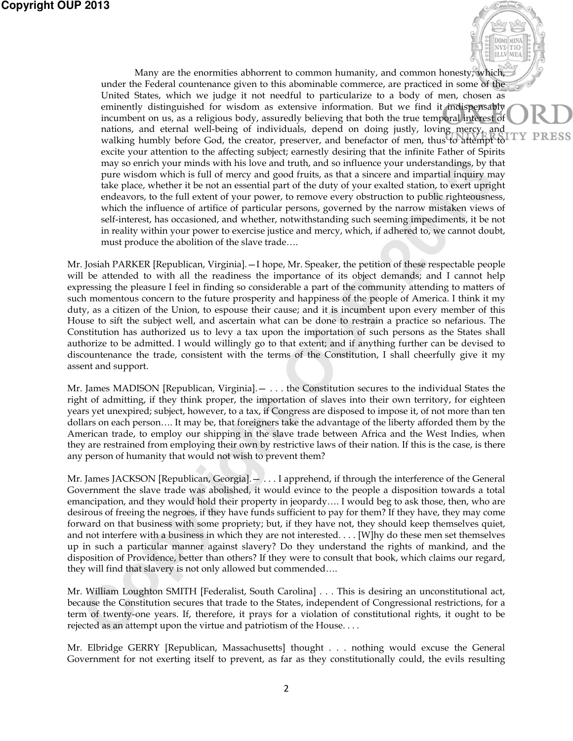> Many are the enormities abhorrent to common humanity, and common honesty, which, under the Federal countenance given to this abominable commerce, are practiced in some of the United States, which we judge it not needful to particularize to a body of men, chosen as eminently distinguished for wisdom as extensive information. But we find it indispensably incumbent on us, as a religious body, assuredly believing that both the true temporal interest of nations, and eternal well-being of individuals, depend on doing justly, loving mercy, and walking humbly before God, the creator, preserver, and benefactor of men, thus to attempt to excite your attention to the affecting subject; earnestly desiring that the infinite Father of Spirits may so enrich your minds with his love and truth, and so influence your understandings, by that pure wisdom which is full of mercy and good fruits, as that a sincere and impartial inquiry may take place, whether it be not an essential part of the duty of your exalted station, to exert upright endeavors, to the full extent of your power, to remove every obstruction to public righteousness, which the influence of artifice of particular persons, governed by the narrow mistaken views of self-interest, has occasioned, and whether, notwithstanding such seeming impediments, it be not in reality within your power to exercise justice and mercy, which, if adhered to, we cannot doubt, must produce the abolition of the slave trade….

Mr. Josiah PARKER [Republican, Virginia].—I hope, Mr. Speaker, the petition of these respectable people will be attended to with all the readiness the importance of its object demands; and I cannot help expressing the pleasure I feel in finding so considerable a part of the community attending to matters of such momentous concern to the future prosperity and happiness of the people of America. I think it my duty, as a citizen of the Union, to espouse their cause; and it is incumbent upon every member of this House to sift the subject well, and ascertain what can be done to restrain a practice so nefarious. The Constitution has authorized us to levy a tax upon the importation of such persons as the States shall authorize to be admitted. I would willingly go to that extent; and if anything further can be devised to discountenance the trade, consistent with the terms of the Constitution, I shall cheerfully give it my assent and support.

Mr. James MADISON [Republican, Virginia].— . . . the Constitution secures to the individual States the right of admitting, if they think proper, the importation of slaves into their own territory, for eighteen years yet unexpired; subject, however, to a tax, if Congress are disposed to impose it, of not more than ten dollars on each person…. It may be, that foreigners take the advantage of the liberty afforded them by the American trade, to employ our shipping in the slave trade between Africa and the West Indies, when they are restrained from employing their own by restrictive laws of their nation. If this is the case, is there any person of humanity that would not wish to prevent them?

Mr. James JACKSON [Republican, Georgia].— . . . I apprehend, if through the interference of the General Government the slave trade was abolished, it would evince to the people a disposition towards a total emancipation, and they would hold their property in jeopardy…. I would beg to ask those, then, who are desirous of freeing the negroes, if they have funds sufficient to pay for them? If they have, they may come forward on that business with some propriety; but, if they have not, they should keep themselves quiet, and not interfere with a business in which they are not interested. . . . [W]hy do these men set themselves up in such a particular manner against slavery? Do they understand the rights of mankind, and the disposition of Providence, better than others? If they were to consult that book, which claims our regard, they will find that slavery is not only allowed but commended….

Mr. William Loughton SMITH [Federalist, South Carolina] . . . This is desiring an unconstitutional act, because the Constitution secures that trade to the States, independent of Congressional restrictions, for a term of twenty-one years. If, therefore, it prays for a violation of constitutional rights, it ought to be rejected as an attempt upon the virtue and patriotism of the House. . . .

Mr. Elbridge GERRY [Republican, Massachusetts] thought . . . nothing would excuse the General Government for not exerting itself to prevent, as far as they constitutionally could, the evils resulting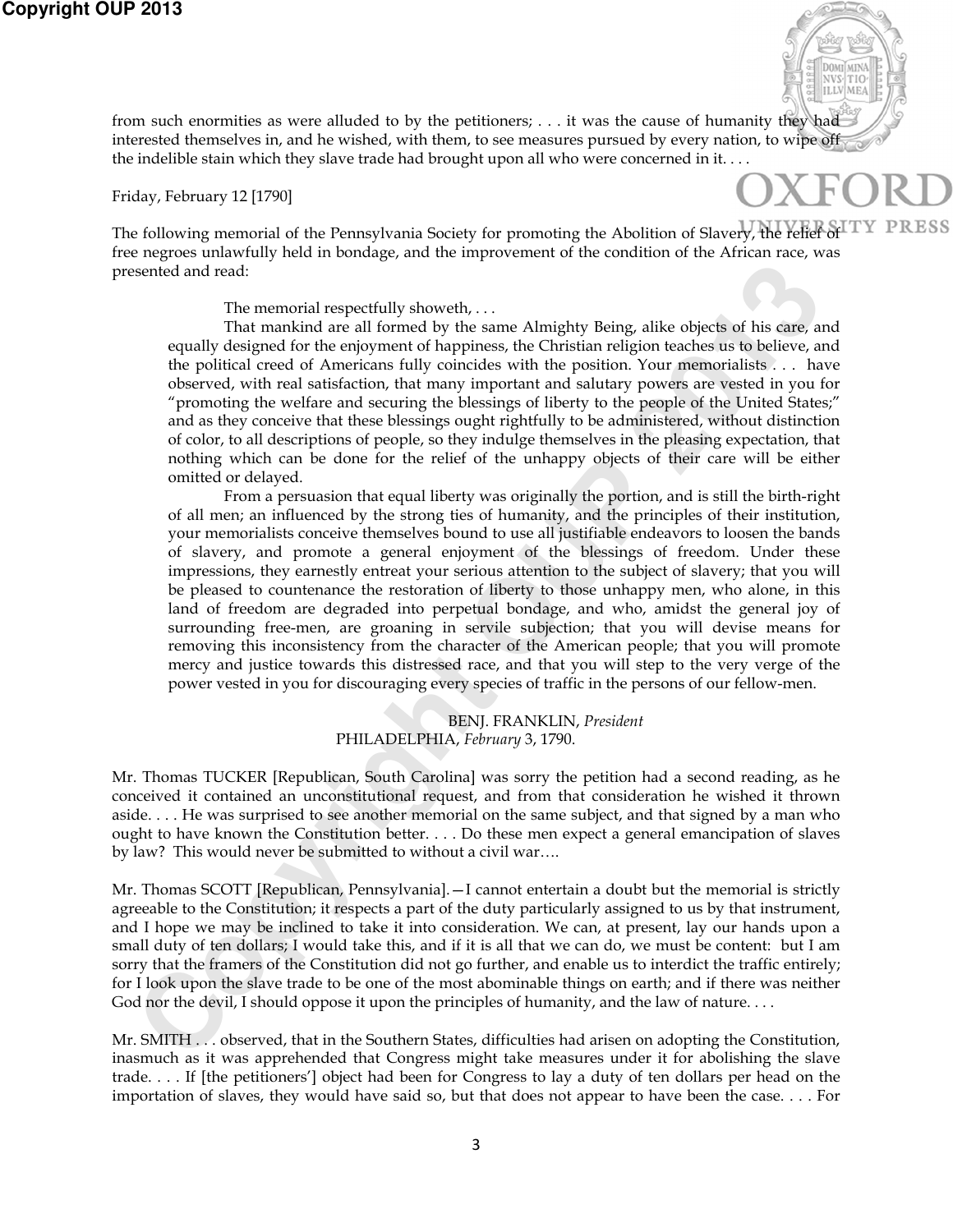from such enormities as were alluded to by the petitioners; . . . it was the cause of humanity they had interested themselves in, and he wished, with them, to see measures pursued by every nation, to wipe off the indelible stain which they slave trade had brought upon all who were concerned in it. . . .

Friday, February 12 [1790]

The following memorial of the Pennsylvania Society for promoting the Abolition of Slavery, the relief of free negroes unlawfully held in bondage, and the improvement of the condition of the African race, was presented and read:

> The memorial respectfully showeth, . . .
>
> That mankind are all formed by the same Almighty Being, alike objects of his care, and equally designed for the enjoyment of happiness, the Christian religion teaches us to believe, and the political creed of Americans fully coincides with the position. Your memorialists . . . have observed, with real satisfaction, that many important and salutary powers are vested in you for "promoting the welfare and securing the blessings of liberty to the people of the United States;" and as they conceive that these blessings ought rightfully to be administered, without distinction of color, to all descriptions of people, so they indulge themselves in the pleasing expectation, that nothing which can be done for the relief of the unhappy objects of their care will be either omitted or delayed.
>
> From a persuasion that equal liberty was originally the portion, and is still the birth-right of all men; an influenced by the strong ties of humanity, and the principles of their institution, your memorialists conceive themselves bound to use all justifiable endeavors to loosen the bands of slavery, and promote a general enjoyment of the blessings of freedom. Under these impressions, they earnestly entreat your serious attention to the subject of slavery; that you will be pleased to countenance the restoration of liberty to those unhappy men, who alone, in this land of freedom are degraded into perpetual bondage, and who, amidst the general joy of surrounding free-men, are groaning in servile subjection; that you will devise means for removing this inconsistency from the character of the American people; that you will promote mercy and justice towards this distressed race, and that you will step to the very verge of the power vested in you for discouraging every species of traffic in the persons of our fellow-men.
>
> BENJ. FRANKLIN, *President*
> PHILADELPHIA, *February* 3, 1790.

Mr. Thomas TUCKER [Republican, South Carolina] was sorry the petition had a second reading, as he conceived it contained an unconstitutional request, and from that consideration he wished it thrown aside. . . . He was surprised to see another memorial on the same subject, and that signed by a man who ought to have known the Constitution better. . . . Do these men expect a general emancipation of slaves by law? This would never be submitted to without a civil war….

Mr. Thomas SCOTT [Republican, Pennsylvania].—I cannot entertain a doubt but the memorial is strictly agreeable to the Constitution; it respects a part of the duty particularly assigned to us by that instrument, and I hope we may be inclined to take it into consideration. We can, at present, lay our hands upon a small duty of ten dollars; I would take this, and if it is all that we can do, we must be content: but I am sorry that the framers of the Constitution did not go further, and enable us to interdict the traffic entirely; for I look upon the slave trade to be one of the most abominable things on earth; and if there was neither God nor the devil, I should oppose it upon the principles of humanity, and the law of nature. . . .

Mr. SMITH . . . observed, that in the Southern States, difficulties had arisen on adopting the Constitution, inasmuch as it was apprehended that Congress might take measures under it for abolishing the slave trade. . . . If [the petitioners'] object had been for Congress to lay a duty of ten dollars per head on the importation of slaves, they would have said so, but that does not appear to have been the case. . . . For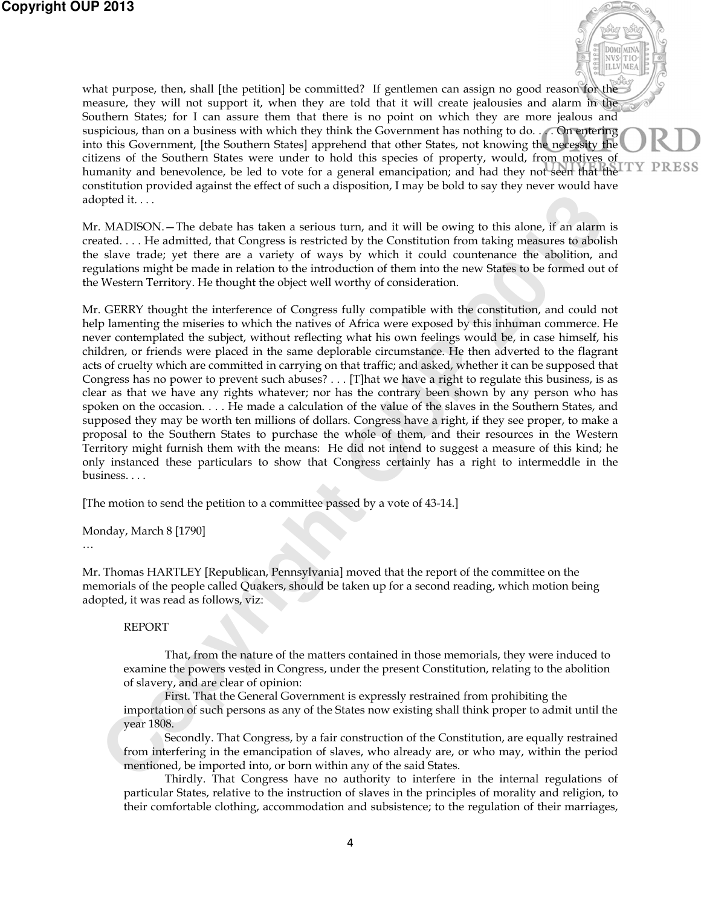what purpose, then, shall [the petition] be committed? If gentlemen can assign no good reason for the measure, they will not support it, when they are told that it will create jealousies and alarm in the Southern States; for I can assure them that there is no point on which they are more jealous and suspicious, than on a business with which they think the Government has nothing to do. . . . On entering into this Government, [the Southern States] apprehend that other States, not knowing the necessity the citizens of the Southern States were under to hold this species of property, would, from motives of humanity and benevolence, be led to vote for a general emancipation; and had they not seen that the constitution provided against the effect of such a disposition, I may be bold to say they never would have adopted it. . . .

Mr. MADISON.—The debate has taken a serious turn, and it will be owing to this alone, if an alarm is created. . . . He admitted, that Congress is restricted by the Constitution from taking measures to abolish the slave trade; yet there are a variety of ways by which it could countenance the abolition, and regulations might be made in relation to the introduction of them into the new States to be formed out of the Western Territory. He thought the object well worthy of consideration.

Mr. GERRY thought the interference of Congress fully compatible with the constitution, and could not help lamenting the miseries to which the natives of Africa were exposed by this inhuman commerce. He never contemplated the subject, without reflecting what his own feelings would be, in case himself, his children, or friends were placed in the same deplorable circumstance. He then adverted to the flagrant acts of cruelty which are committed in carrying on that traffic; and asked, whether it can be supposed that Congress has no power to prevent such abuses? . . . [T]hat we have a right to regulate this business, is as clear as that we have any rights whatever; nor has the contrary been shown by any person who has spoken on the occasion. . . . He made a calculation of the value of the slaves in the Southern States, and supposed they may be worth ten millions of dollars. Congress have a right, if they see proper, to make a proposal to the Southern States to purchase the whole of them, and their resources in the Western Territory might furnish them with the means: He did not intend to suggest a measure of this kind; he only instanced these particulars to show that Congress certainly has a right to intermeddle in the business. . . .

[The motion to send the petition to a committee passed by a vote of 43-14.]

Monday, March 8 [1790]

…

Mr. Thomas HARTLEY [Republican, Pennsylvania] moved that the report of the committee on the memorials of the people called Quakers, should be taken up for a second reading, which motion being adopted, it was read as follows, viz:

> REPORT
>
> That, from the nature of the matters contained in those memorials, they were induced to examine the powers vested in Congress, under the present Constitution, relating to the abolition of slavery, and are clear of opinion:
>
> First. That the General Government is expressly restrained from prohibiting the importation of such persons as any of the States now existing shall think proper to admit until the year 1808.
>
> Secondly. That Congress, by a fair construction of the Constitution, are equally restrained from interfering in the emancipation of slaves, who already are, or who may, within the period mentioned, be imported into, or born within any of the said States.
>
> Thirdly. That Congress have no authority to interfere in the internal regulations of particular States, relative to the instruction of slaves in the principles of morality and religion, to their comfortable clothing, accommodation and subsistence; to the regulation of their marriages,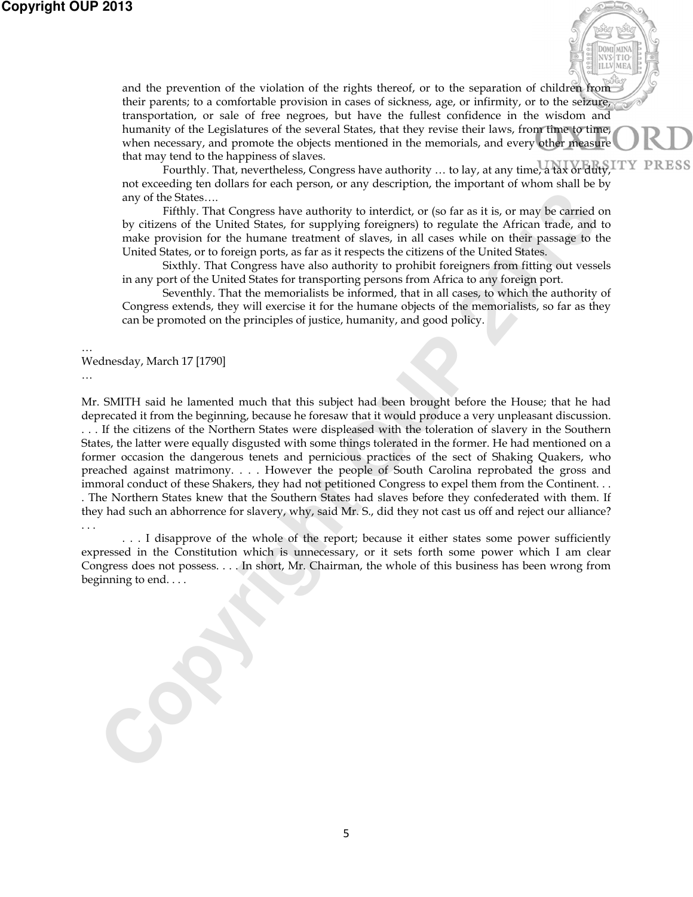and the prevention of the violation of the rights thereof, or to the separation of children from their parents; to a comfortable provision in cases of sickness, age, or infirmity, or to the seizure, transportation, or sale of free negroes, but have the fullest confidence in the wisdom and humanity of the Legislatures of the several States, that they revise their laws, from time to time, when necessary, and promote the objects mentioned in the memorials, and every other measure that may tend to the happiness of slaves.

> Fourthly. That, nevertheless, Congress have authority … to lay, at any time, a tax or duty, not exceeding ten dollars for each person, or any description, the important of whom shall be by any of the States….
>
> Fifthly. That Congress have authority to interdict, or (so far as it is, or may be carried on by citizens of the United States, for supplying foreigners) to regulate the African trade, and to make provision for the humane treatment of slaves, in all cases while on their passage to the United States, or to foreign ports, as far as it respects the citizens of the United States.
>
> Sixthly. That Congress have also authority to prohibit foreigners from fitting out vessels in any port of the United States for transporting persons from Africa to any foreign port.
>
> Seventhly. That the memorialists be informed, that in all cases, to which the authority of Congress extends, they will exercise it for the humane objects of the memorialists, so far as they can be promoted on the principles of justice, humanity, and good policy.

…

Wednesday, March 17 [1790]

…

Mr. SMITH said he lamented much that this subject had been brought before the House; that he had deprecated it from the beginning, because he foresaw that it would produce a very unpleasant discussion. . . . If the citizens of the Northern States were displeased with the toleration of slavery in the Southern States, the latter were equally disgusted with some things tolerated in the former. He had mentioned on a former occasion the dangerous tenets and pernicious practices of the sect of Shaking Quakers, who preached against matrimony. . . . However the people of South Carolina reprobated the gross and immoral conduct of these Shakers, they had not petitioned Congress to expel them from the Continent. . . . The Northern States knew that the Southern States had slaves before they confederated with them. If they had such an abhorrence for slavery, why, said Mr. S., did they not cast us off and reject our alliance? . . .

. . . I disapprove of the whole of the report; because it either states some power sufficiently expressed in the Constitution which is unnecessary, or it sets forth some power which I am clear Congress does not possess. . . . In short, Mr. Chairman, the whole of this business has been wrong from beginning to end. . . .